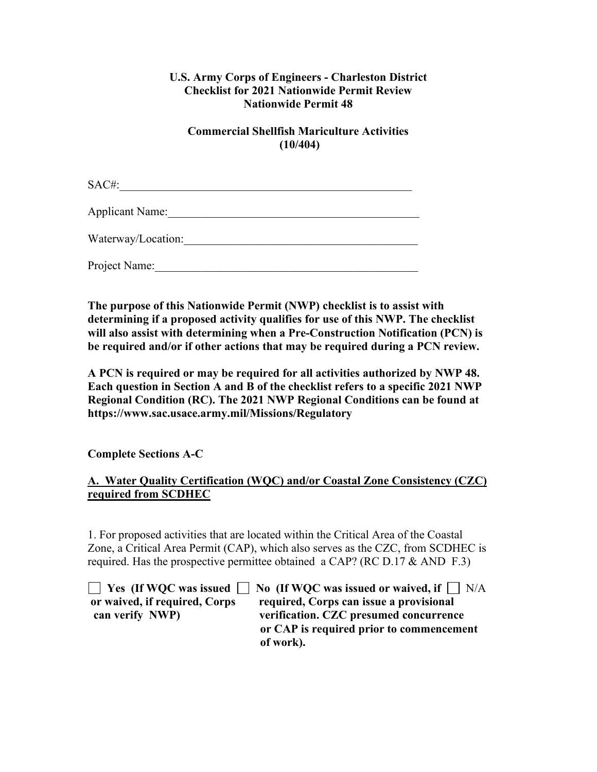**U.S. Army Corps of Engineers - Charleston District**
**Checklist for 2021 Nationwide Permit Review**
**Nationwide Permit 48**

**Commercial Shellfish Mariculture Activities**
**(10/404)**

SAC#:\_\_\_\_\_\_\_\_\_\_\_\_\_\_\_\_\_\_\_\_\_\_\_\_\_\_\_\_\_\_\_\_\_\_\_\_\_\_\_\_\_\_\_\_\_\_\_\_\_\_

Applicant Name:\_\_\_\_\_\_\_\_\_\_\_\_\_\_\_\_\_\_\_\_\_\_\_\_\_\_\_\_\_\_\_\_\_\_\_\_\_\_\_\_\_\_\_\_

Waterway/Location:\_\_\_\_\_\_\_\_\_\_\_\_\_\_\_\_\_\_\_\_\_\_\_\_\_\_\_\_\_\_\_\_\_\_\_\_\_\_\_\_\_

Project Name:\_\_\_\_\_\_\_\_\_\_\_\_\_\_\_\_\_\_\_\_\_\_\_\_\_\_\_\_\_\_\_\_\_\_\_\_\_\_\_\_\_\_\_\_\_\_

**The purpose of this Nationwide Permit (NWP) checklist is to assist with determining if a proposed activity qualifies for use of this NWP. The checklist will also assist with determining when a Pre-Construction Notification (PCN) is be required and/or if other actions that may be required during a PCN review.**

**A PCN is required or may be required for all activities authorized by NWP 48. Each question in Section A and B of the checklist refers to a specific 2021 NWP Regional Condition (RC). The 2021 NWP Regional Conditions can be found at https://www.sac.usace.army.mil/Missions/Regulatory**

**Complete Sections A-C**

## A. Water Quality Certification (WQC) and/or Coastal Zone Consistency (CZC) required from SCDHEC

1. For proposed activities that are located within the Critical Area of the Coastal Zone, a Critical Area Permit (CAP), which also serves as the CZC, from SCDHEC is required. Has the prospective permittee obtained a CAP? (RC D.17 & AND F.3)

☐ **Yes (If WQC was issued or waived, if required, Corps can verify NWP)**

☐ **No (If WQC was issued or waived, if required, Corps can issue a provisional verification. CZC presumed concurrence or CAP is required prior to commencement of work).**

☐ N/A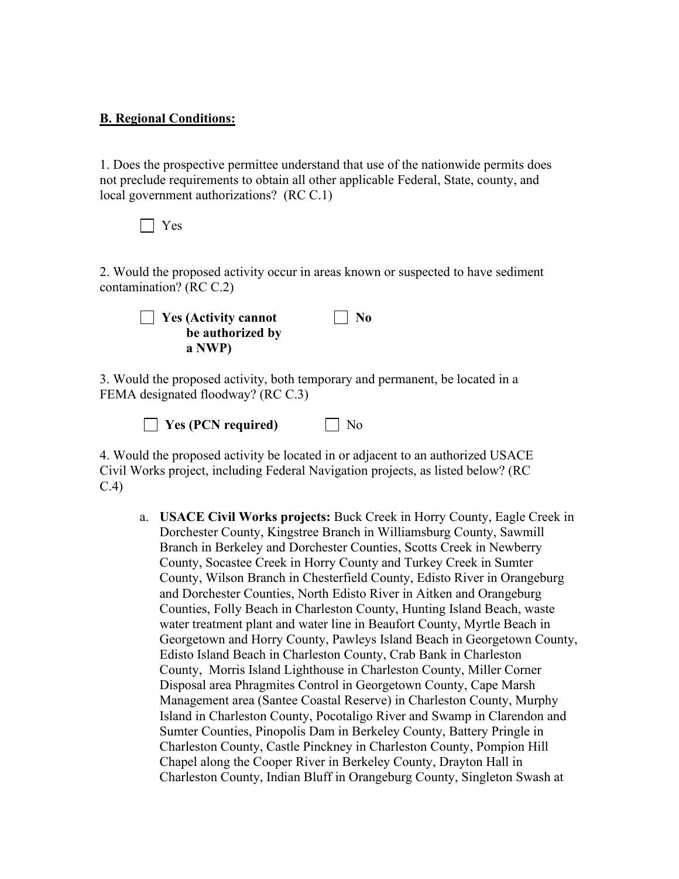**B. Regional Conditions:**

1. Does the prospective permittee understand that use of the nationwide permits does not preclude requirements to obtain all other applicable Federal, State, county, and local government authorizations? (RC C.1)

☐ Yes

2. Would the proposed activity occur in areas known or suspected to have sediment contamination? (RC C.2)

☐ **Yes (Activity cannot be authorized by a NWP)** ☐ **No**

3. Would the proposed activity, both temporary and permanent, be located in a FEMA designated floodway? (RC C.3)

☐ **Yes (PCN required)** ☐ No

4. Would the proposed activity be located in or adjacent to an authorized USACE Civil Works project, including Federal Navigation projects, as listed below? (RC C.4)

   a. **USACE Civil Works projects:** Buck Creek in Horry County, Eagle Creek in Dorchester County, Kingstree Branch in Williamsburg County, Sawmill Branch in Berkeley and Dorchester Counties, Scotts Creek in Newberry County, Socastee Creek in Horry County and Turkey Creek in Sumter County, Wilson Branch in Chesterfield County, Edisto River in Orangeburg and Dorchester Counties, North Edisto River in Aitken and Orangeburg Counties, Folly Beach in Charleston County, Hunting Island Beach, waste water treatment plant and water line in Beaufort County, Myrtle Beach in Georgetown and Horry County, Pawleys Island Beach in Georgetown County, Edisto Island Beach in Charleston County, Crab Bank in Charleston County, Morris Island Lighthouse in Charleston County, Miller Corner Disposal area Phragmites Control in Georgetown County, Cape Marsh Management area (Santee Coastal Reserve) in Charleston County, Murphy Island in Charleston County, Pocotaligo River and Swamp in Clarendon and Sumter Counties, Pinopolis Dam in Berkeley County, Battery Pringle in Charleston County, Castle Pinckney in Charleston County, Pompion Hill Chapel along the Cooper River in Berkeley County, Drayton Hall in Charleston County, Indian Bluff in Orangeburg County, Singleton Swash at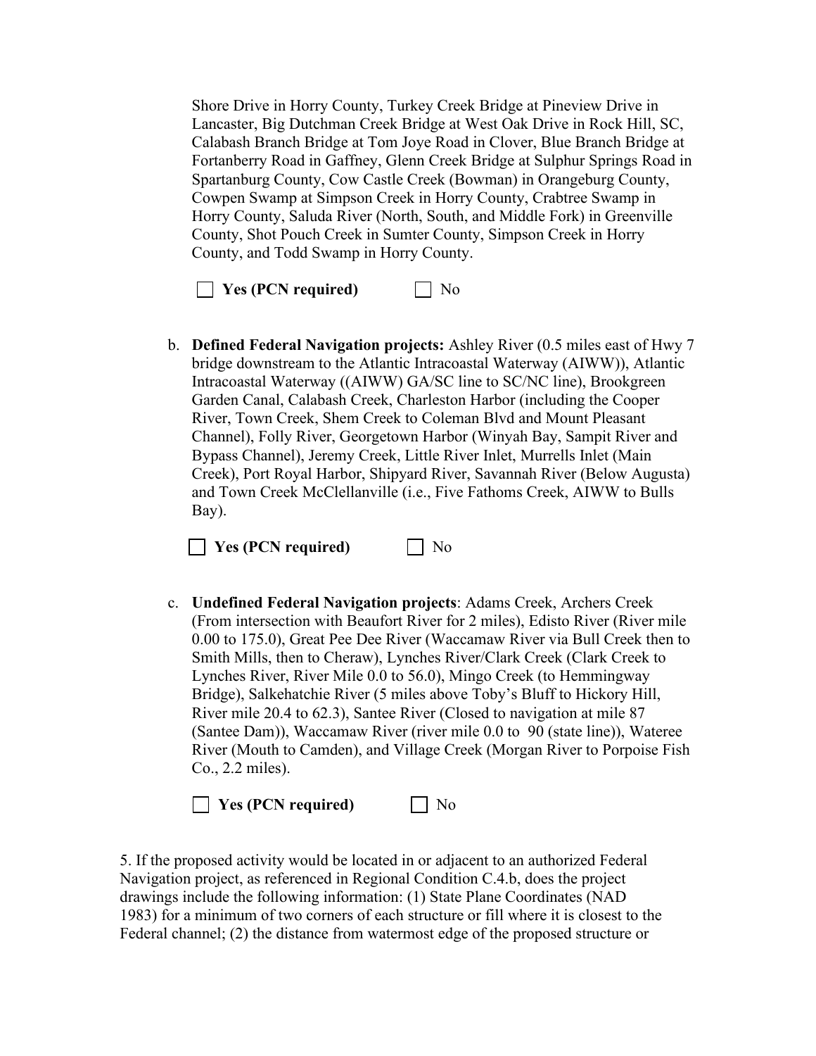Shore Drive in Horry County, Turkey Creek Bridge at Pineview Drive in Lancaster, Big Dutchman Creek Bridge at West Oak Drive in Rock Hill, SC, Calabash Branch Bridge at Tom Joye Road in Clover, Blue Branch Bridge at Fortanberry Road in Gaffney, Glenn Creek Bridge at Sulphur Springs Road in Spartanburg County, Cow Castle Creek (Bowman) in Orangeburg County, Cowpen Swamp at Simpson Creek in Horry County, Crabtree Swamp in Horry County, Saluda River (North, South, and Middle Fork) in Greenville County, Shot Pouch Creek in Sumter County, Simpson Creek in Horry County, and Todd Swamp in Horry County.

☐ **Yes (PCN required)** ☐ No

b. **Defined Federal Navigation projects:** Ashley River (0.5 miles east of Hwy 7 bridge downstream to the Atlantic Intracoastal Waterway (AIWW)), Atlantic Intracoastal Waterway ((AIWW) GA/SC line to SC/NC line), Brookgreen Garden Canal, Calabash Creek, Charleston Harbor (including the Cooper River, Town Creek, Shem Creek to Coleman Blvd and Mount Pleasant Channel), Folly River, Georgetown Harbor (Winyah Bay, Sampit River and Bypass Channel), Jeremy Creek, Little River Inlet, Murrells Inlet (Main Creek), Port Royal Harbor, Shipyard River, Savannah River (Below Augusta) and Town Creek McClellanville (i.e., Five Fathoms Creek, AIWW to Bulls Bay).

☐ **Yes (PCN required)** ☐ No

c. **Undefined Federal Navigation projects**: Adams Creek, Archers Creek (From intersection with Beaufort River for 2 miles), Edisto River (River mile 0.00 to 175.0), Great Pee Dee River (Waccamaw River via Bull Creek then to Smith Mills, then to Cheraw), Lynches River/Clark Creek (Clark Creek to Lynches River, River Mile 0.0 to 56.0), Mingo Creek (to Hemmingway Bridge), Salkehatchie River (5 miles above Toby's Bluff to Hickory Hill, River mile 20.4 to 62.3), Santee River (Closed to navigation at mile 87 (Santee Dam)), Waccamaw River (river mile 0.0 to 90 (state line)), Wateree River (Mouth to Camden), and Village Creek (Morgan River to Porpoise Fish Co., 2.2 miles).

☐ **Yes (PCN required)** ☐ No

5. If the proposed activity would be located in or adjacent to an authorized Federal Navigation project, as referenced in Regional Condition C.4.b, does the project drawings include the following information: (1) State Plane Coordinates (NAD 1983) for a minimum of two corners of each structure or fill where it is closest to the Federal channel; (2) the distance from watermost edge of the proposed structure or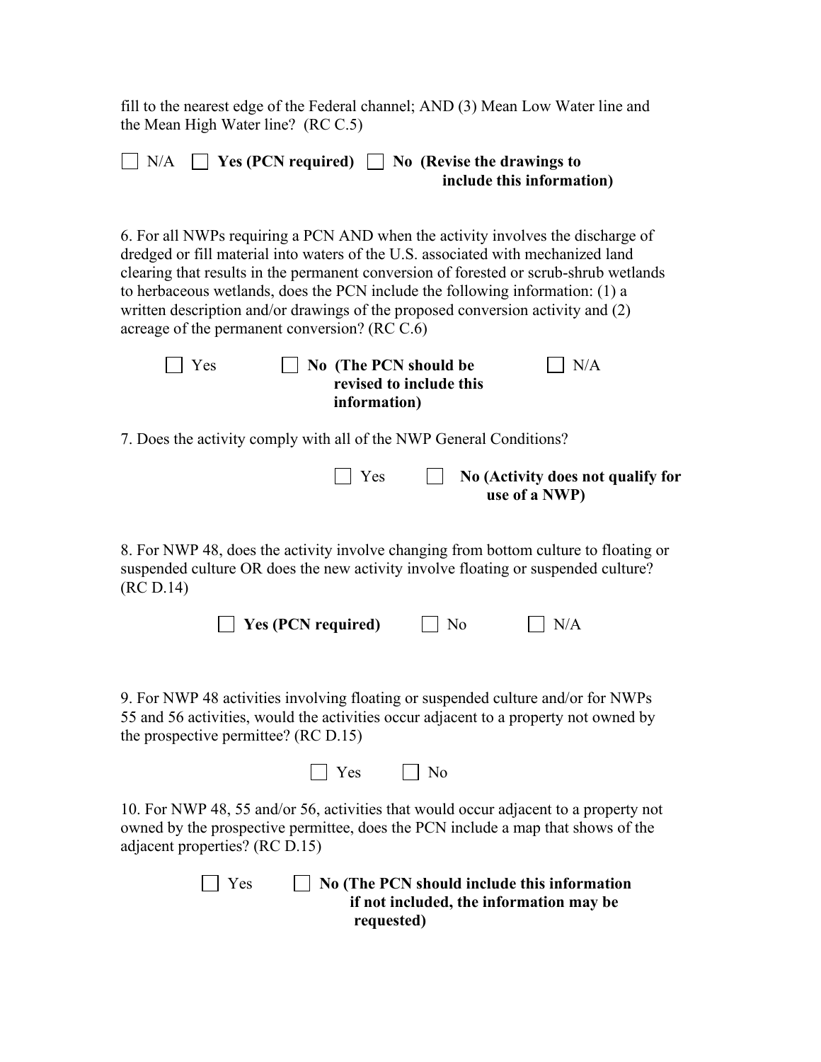fill to the nearest edge of the Federal channel; AND (3) Mean Low Water line and the Mean High Water line? (RC C.5)

☐ N/A ☐ **Yes (PCN required)** ☐ **No (Revise the drawings to include this information)**

6. For all NWPs requiring a PCN AND when the activity involves the discharge of dredged or fill material into waters of the U.S. associated with mechanized land clearing that results in the permanent conversion of forested or scrub-shrub wetlands to herbaceous wetlands, does the PCN include the following information: (1) a written description and/or drawings of the proposed conversion activity and (2) acreage of the permanent conversion? (RC C.6)

☐ Yes ☐ **No (The PCN should be revised to include this information)** ☐ N/A

7. Does the activity comply with all of the NWP General Conditions?

☐ Yes ☐ **No (Activity does not qualify for use of a NWP)**

8. For NWP 48, does the activity involve changing from bottom culture to floating or suspended culture OR does the new activity involve floating or suspended culture? (RC D.14)

☐ **Yes (PCN required)** ☐ No ☐ N/A

9. For NWP 48 activities involving floating or suspended culture and/or for NWPs 55 and 56 activities, would the activities occur adjacent to a property not owned by the prospective permittee? (RC D.15)

☐ Yes ☐ No

10. For NWP 48, 55 and/or 56, activities that would occur adjacent to a property not owned by the prospective permittee, does the PCN include a map that shows of the adjacent properties? (RC D.15)

☐ Yes ☐ **No (The PCN should include this information if not included, the information may be requested)**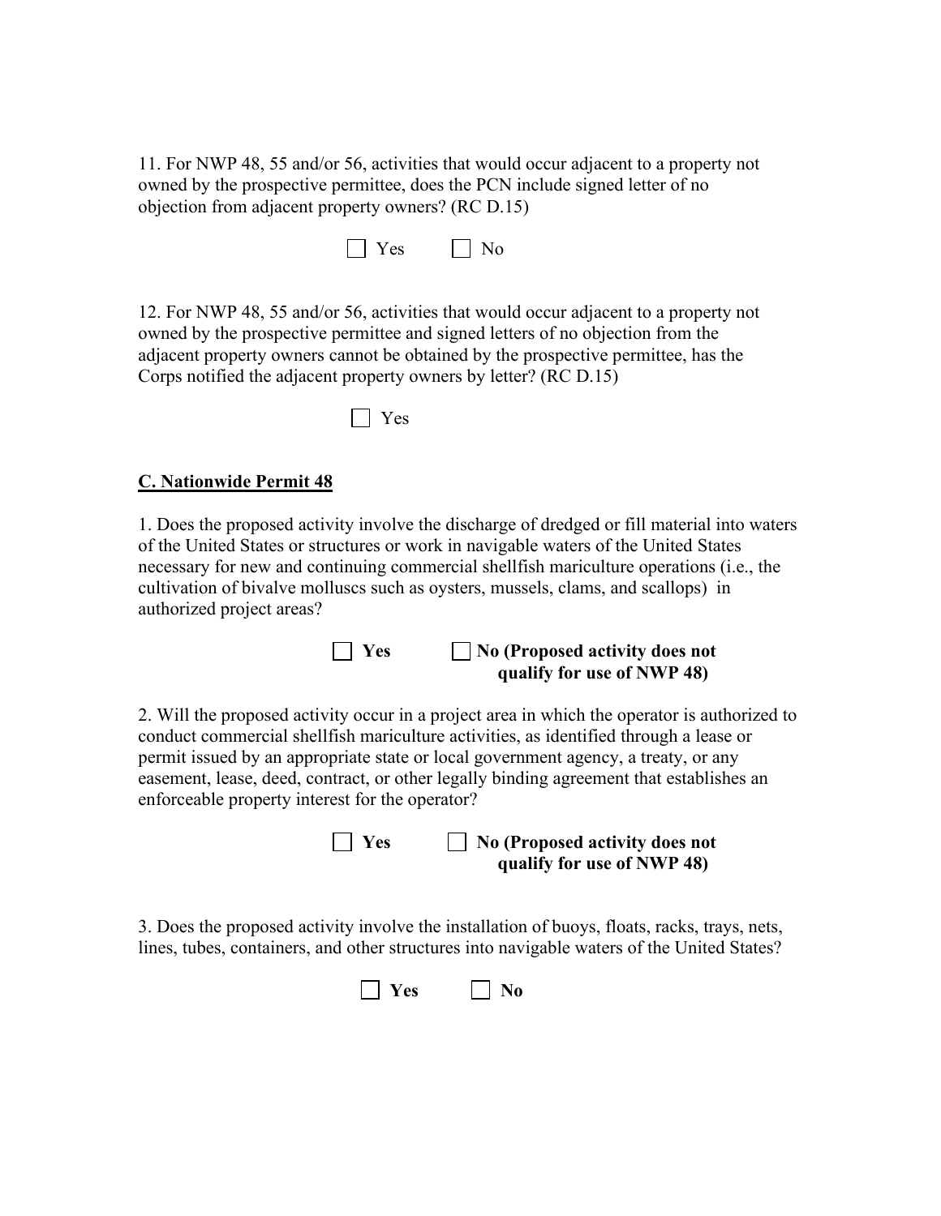11. For NWP 48, 55 and/or 56, activities that would occur adjacent to a property not owned by the prospective permittee, does the PCN include signed letter of no objection from adjacent property owners? (RC D.15)

☐ Yes ☐ No

12. For NWP 48, 55 and/or 56, activities that would occur adjacent to a property not owned by the prospective permittee and signed letters of no objection from the adjacent property owners cannot be obtained by the prospective permittee, has the Corps notified the adjacent property owners by letter? (RC D.15)

☐ Yes

## C. Nationwide Permit 48

1. Does the proposed activity involve the discharge of dredged or fill material into waters of the United States or structures or work in navigable waters of the United States necessary for new and continuing commercial shellfish mariculture operations (i.e., the cultivation of bivalve molluscs such as oysters, mussels, clams, and scallops) in authorized project areas?

☐ **Yes** ☐ **No (Proposed activity does not qualify for use of NWP 48)**

2. Will the proposed activity occur in a project area in which the operator is authorized to conduct commercial shellfish mariculture activities, as identified through a lease or permit issued by an appropriate state or local government agency, a treaty, or any easement, lease, deed, contract, or other legally binding agreement that establishes an enforceable property interest for the operator?

☐ **Yes** ☐ **No (Proposed activity does not qualify for use of NWP 48)**

3. Does the proposed activity involve the installation of buoys, floats, racks, trays, nets, lines, tubes, containers, and other structures into navigable waters of the United States?

☐ **Yes** ☐ **No**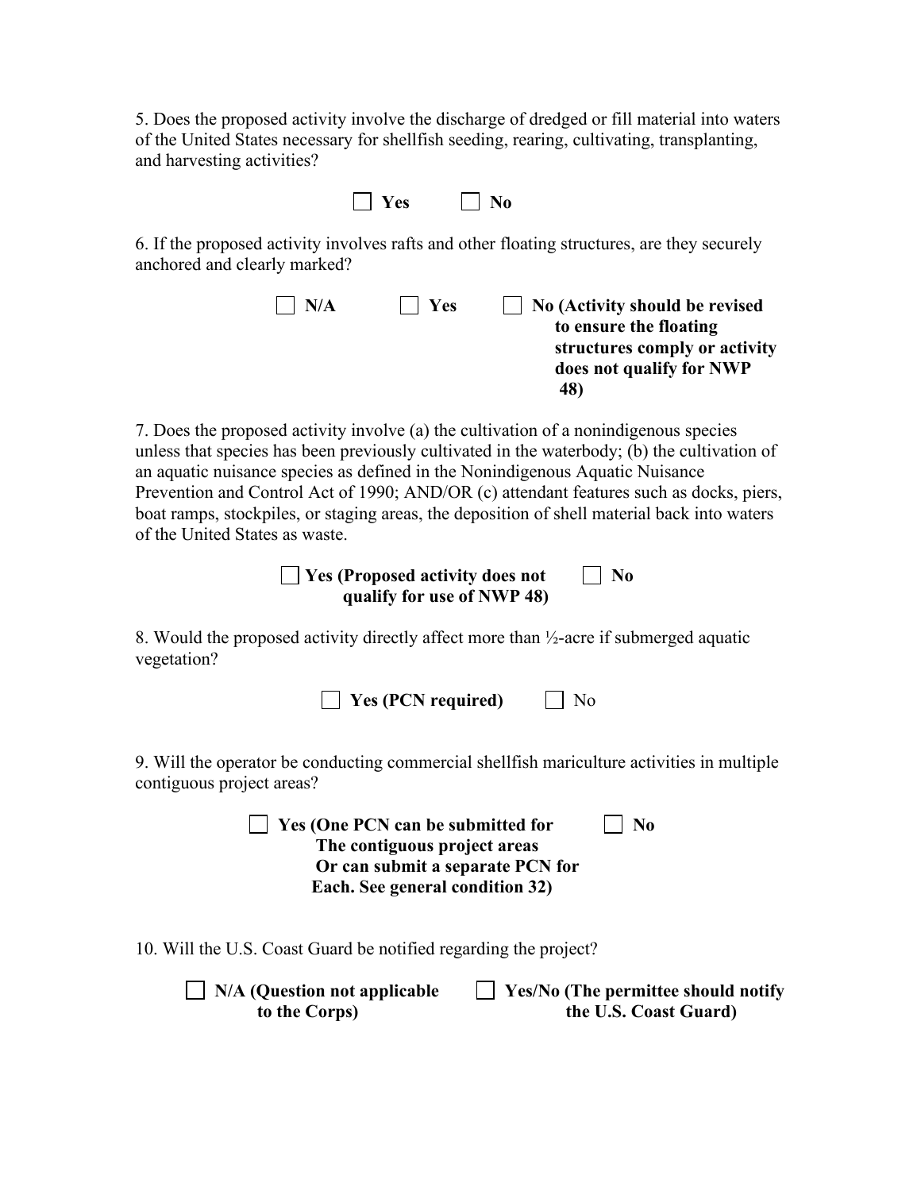5. Does the proposed activity involve the discharge of dredged or fill material into waters of the United States necessary for shellfish seeding, rearing, cultivating, transplanting, and harvesting activities?

☐ **Yes** ☐ **No**

6. If the proposed activity involves rafts and other floating structures, are they securely anchored and clearly marked?

☐ **N/A** ☐ **Yes** ☐ **No (Activity should be revised to ensure the floating structures comply or activity does not qualify for NWP 48)**

7. Does the proposed activity involve (a) the cultivation of a nonindigenous species unless that species has been previously cultivated in the waterbody; (b) the cultivation of an aquatic nuisance species as defined in the Nonindigenous Aquatic Nuisance Prevention and Control Act of 1990; AND/OR (c) attendant features such as docks, piers, boat ramps, stockpiles, or staging areas, the deposition of shell material back into waters of the United States as waste.

☐ **Yes (Proposed activity does not qualify for use of NWP 48)** ☐ **No**

8. Would the proposed activity directly affect more than ½-acre if submerged aquatic vegetation?

☐ **Yes (PCN required)** ☐ No

9. Will the operator be conducting commercial shellfish mariculture activities in multiple contiguous project areas?

☐ **Yes (One PCN can be submitted for The contiguous project areas Or can submit a separate PCN for Each. See general condition 32)** ☐ **No**

10. Will the U.S. Coast Guard be notified regarding the project?

☐ **N/A (Question not applicable to the Corps)** ☐ **Yes/No (The permittee should notify the U.S. Coast Guard)**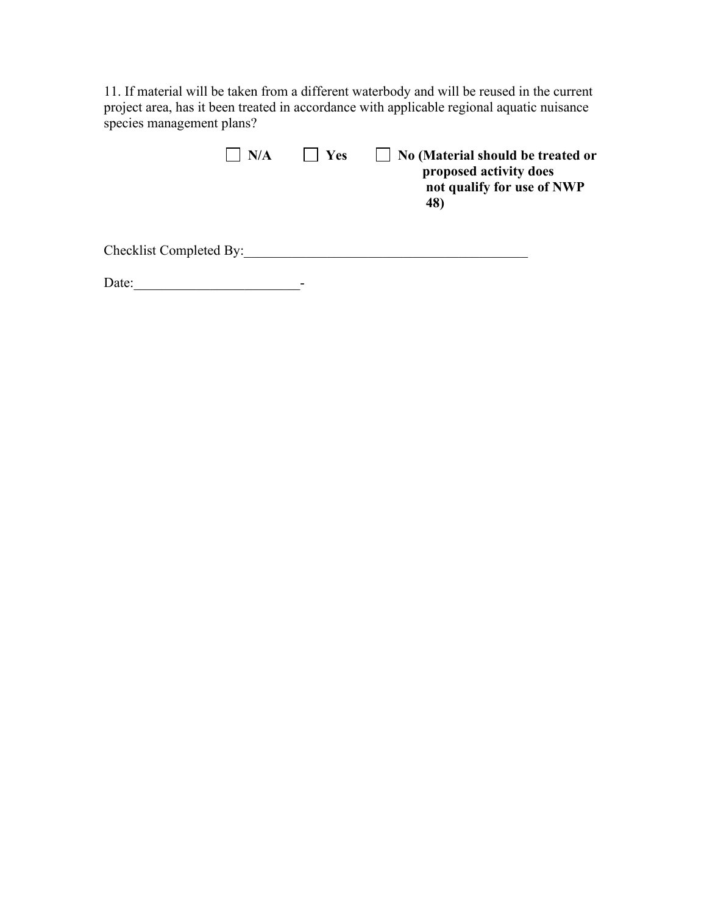11. If material will be taken from a different waterbody and will be reused in the current project area, has it been treated in accordance with applicable regional aquatic nuisance species management plans?

☐ **N/A** ☐ **Yes** ☐ **No (Material should be treated or proposed activity does not qualify for use of NWP 48)**

Checklist Completed By:_________________________________________

Date:________________________-